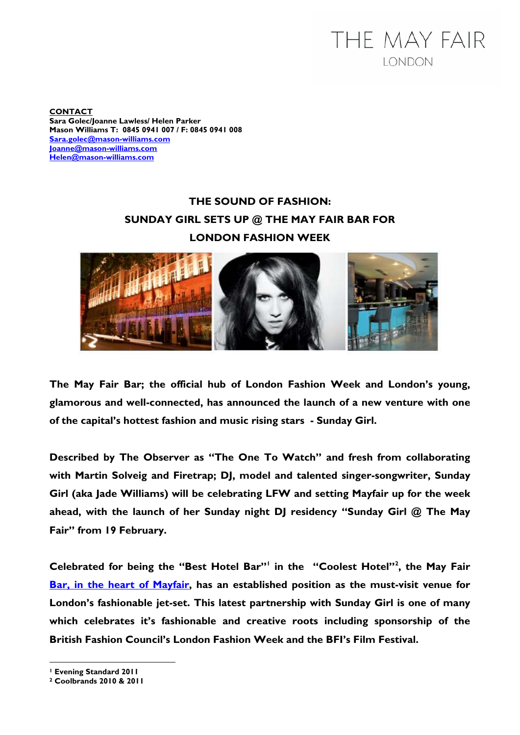THE MAY FAIR
LONDON

**CONTACT**
**Sara Golec/Joanne Lawless/ Helen Parker**
**Mason Williams T: 0845 0941 007 / F: 0845 0941 008**
**Sara.golec@mason-williams.com**
**Joanne@mason-williams.com**
**Helen@mason-williams.com**

## THE SOUND OF FASHION: SUNDAY GIRL SETS UP @ THE MAY FAIR BAR FOR LONDON FASHION WEEK

**The May Fair Bar; the official hub of London Fashion Week and London's young, glamorous and well-connected, has announced the launch of a new venture with one of the capital's hottest fashion and music rising stars - Sunday Girl.**

**Described by The Observer as "The One To Watch" and fresh from collaborating with Martin Solveig and Firetrap; DJ, model and talented singer-songwriter, Sunday Girl (aka Jade Williams) will be celebrating LFW and setting Mayfair up for the week ahead, with the launch of her Sunday night DJ residency "Sunday Girl @ The May Fair" from 19 February.**

**Celebrated for being the "Best Hotel Bar"[1] in the "Coolest Hotel"[2], the May Fair Bar, in the heart of Mayfair, has an established position as the must-visit venue for London's fashionable jet-set. This latest partnership with Sunday Girl is one of many which celebrates it's fashionable and creative roots including sponsorship of the British Fashion Council's London Fashion Week and the BFI's Film Festival.**

---

[1] **Evening Standard 2011**
[2] **Coolbrands 2010 & 2011**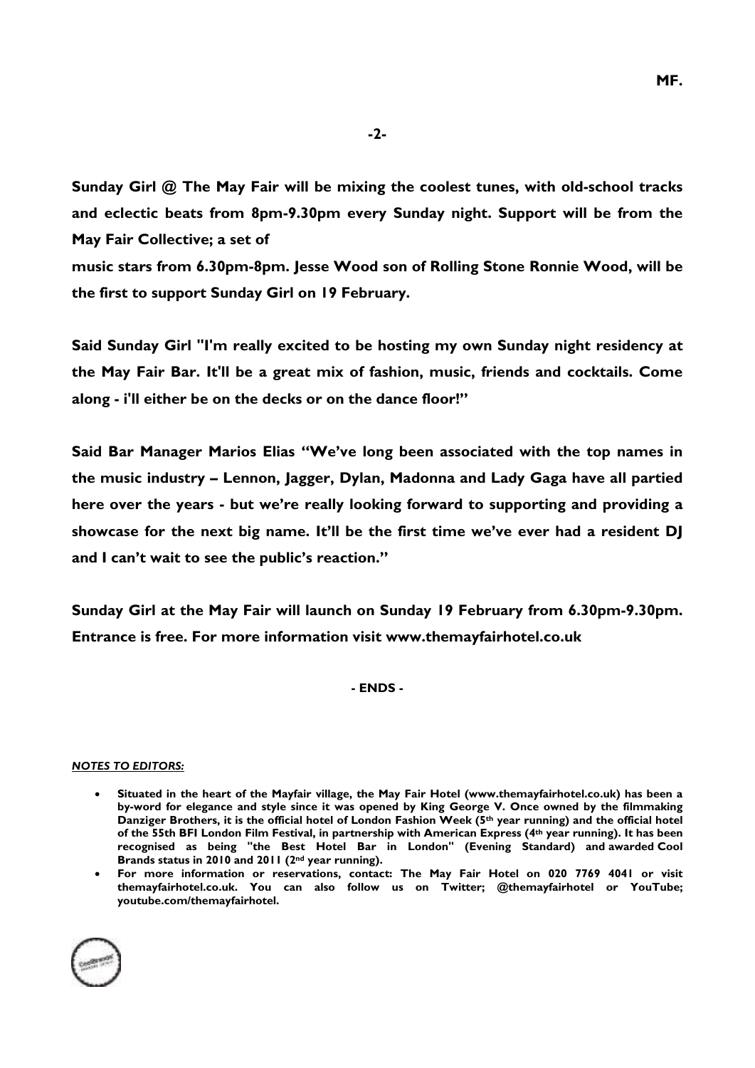**Sunday Girl @ The May Fair will be mixing the coolest tunes, with old-school tracks and eclectic beats from 8pm-9.30pm every Sunday night. Support will be from the May Fair Collective; a set of**
**music stars from 6.30pm-8pm. Jesse Wood son of Rolling Stone Ronnie Wood, will be the first to support Sunday Girl on 19 February.**

**Said Sunday Girl "I'm really excited to be hosting my own Sunday night residency at the May Fair Bar. It'll be a great mix of fashion, music, friends and cocktails. Come along - i'll either be on the decks or on the dance floor!"**

**Said Bar Manager Marios Elias "We've long been associated with the top names in the music industry – Lennon, Jagger, Dylan, Madonna and Lady Gaga have all partied here over the years - but we're really looking forward to supporting and providing a showcase for the next big name. It'll be the first time we've ever had a resident DJ and I can't wait to see the public's reaction."**

**Sunday Girl at the May Fair will launch on Sunday 19 February from 6.30pm-9.30pm. Entrance is free. For more information visit www.themayfairhotel.co.uk**

**- ENDS -**

***NOTES TO EDITORS:***

- **Situated in the heart of the Mayfair village, the May Fair Hotel (www.themayfairhotel.co.uk) has been a by-word for elegance and style since it was opened by King George V. Once owned by the filmmaking Danziger Brothers, it is the official hotel of London Fashion Week (5th year running) and the official hotel of the 55th BFI London Film Festival, in partnership with American Express (4th year running). It has been recognised as being "the Best Hotel Bar in London" (Evening Standard) and awarded Cool Brands status in 2010 and 2011 (2nd year running).**
- **For more information or reservations, contact: The May Fair Hotel on 020 7769 4041 or visit themayfairhotel.co.uk. You can also follow us on Twitter; @themayfairhotel or YouTube; youtube.com/themayfairhotel.**